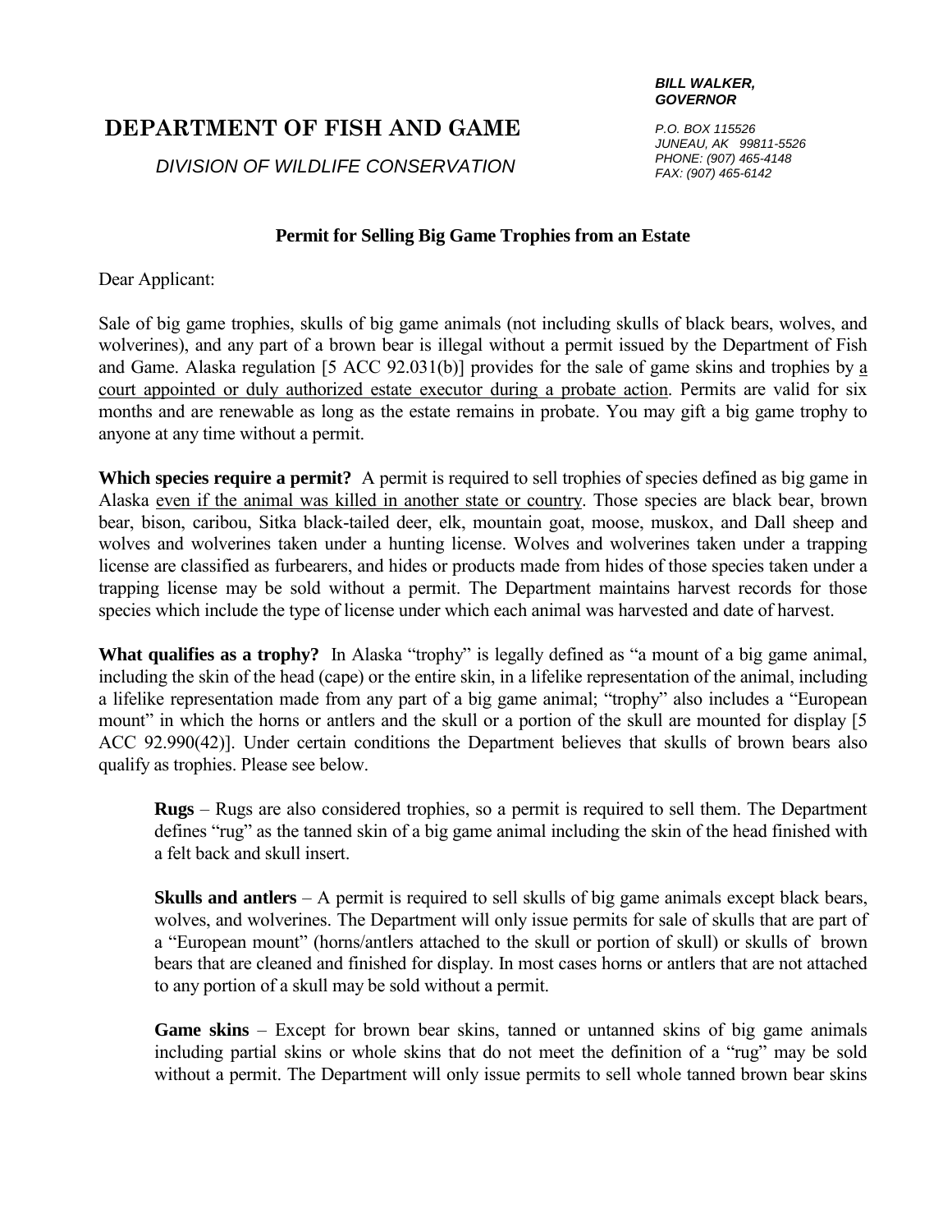**BILL WALKER,**
***GOVERNOR***

# DEPARTMENT OF FISH AND GAME

*DIVISION OF WILDLIFE CONSERVATION*

*P.O. BOX 115526*
*JUNEAU, AK 99811-5526*
*PHONE: (907) 465-4148*
*FAX: (907) 465-6142*

## Permit for Selling Big Game Trophies from an Estate

Dear Applicant:

Sale of big game trophies, skulls of big game animals (not including skulls of black bears, wolves, and wolverines), and any part of a brown bear is illegal without a permit issued by the Department of Fish and Game. Alaska regulation [5 ACC 92.031(b)] provides for the sale of game skins and trophies by <u>a court appointed or duly authorized estate executor during a probate action</u>. Permits are valid for six months and are renewable as long as the estate remains in probate. You may gift a big game trophy to anyone at any time without a permit.

**Which species require a permit?** A permit is required to sell trophies of species defined as big game in Alaska <u>even if the animal was killed in another state or country</u>. Those species are black bear, brown bear, bison, caribou, Sitka black-tailed deer, elk, mountain goat, moose, muskox, and Dall sheep and wolves and wolverines taken under a hunting license. Wolves and wolverines taken under a trapping license are classified as furbearers, and hides or products made from hides of those species taken under a trapping license may be sold without a permit. The Department maintains harvest records for those species which include the type of license under which each animal was harvested and date of harvest.

**What qualifies as a trophy?** In Alaska "trophy" is legally defined as "a mount of a big game animal, including the skin of the head (cape) or the entire skin, in a lifelike representation of the animal, including a lifelike representation made from any part of a big game animal; "trophy" also includes a "European mount" in which the horns or antlers and the skull or a portion of the skull are mounted for display [5 ACC 92.990(42)]. Under certain conditions the Department believes that skulls of brown bears also qualify as trophies. Please see below.

> **Rugs** – Rugs are also considered trophies, so a permit is required to sell them. The Department defines "rug" as the tanned skin of a big game animal including the skin of the head finished with a felt back and skull insert.
>
> **Skulls and antlers** – A permit is required to sell skulls of big game animals except black bears, wolves, and wolverines. The Department will only issue permits for sale of skulls that are part of a "European mount" (horns/antlers attached to the skull or portion of skull) or skulls of brown bears that are cleaned and finished for display. In most cases horns or antlers that are not attached to any portion of a skull may be sold without a permit.
>
> **Game skins** – Except for brown bear skins, tanned or untanned skins of big game animals including partial skins or whole skins that do not meet the definition of a "rug" may be sold without a permit. The Department will only issue permits to sell whole tanned brown bear skins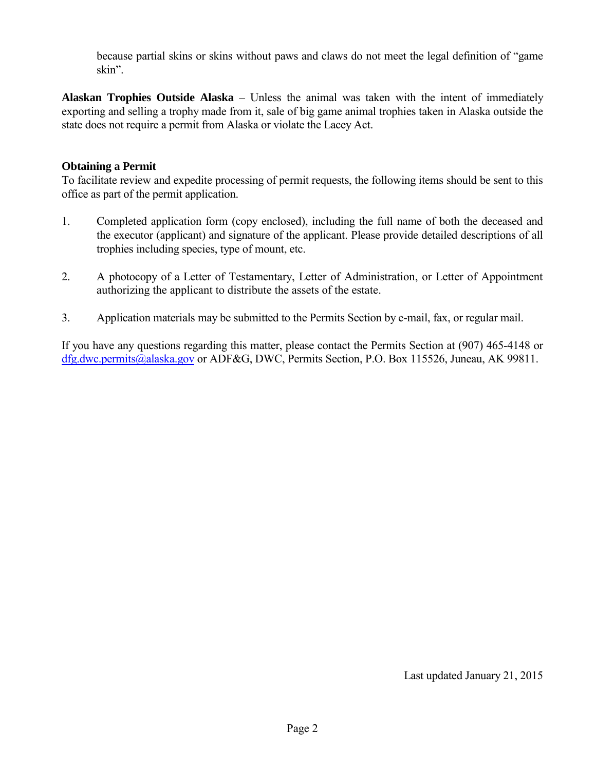because partial skins or skins without paws and claws do not meet the legal definition of "game skin".

**Alaskan Trophies Outside Alaska** – Unless the animal was taken with the intent of immediately exporting and selling a trophy made from it, sale of big game animal trophies taken in Alaska outside the state does not require a permit from Alaska or violate the Lacey Act.

### Obtaining a Permit

To facilitate review and expedite processing of permit requests, the following items should be sent to this office as part of the permit application.

1. Completed application form (copy enclosed), including the full name of both the deceased and the executor (applicant) and signature of the applicant. Please provide detailed descriptions of all trophies including species, type of mount, etc.

2. A photocopy of a Letter of Testamentary, Letter of Administration, or Letter of Appointment authorizing the applicant to distribute the assets of the estate.

3. Application materials may be submitted to the Permits Section by e-mail, fax, or regular mail.

If you have any questions regarding this matter, please contact the Permits Section at (907) 465-4148 or dfg.dwc.permits@alaska.gov or ADF&G, DWC, Permits Section, P.O. Box 115526, Juneau, AK 99811.

Last updated January 21, 2015